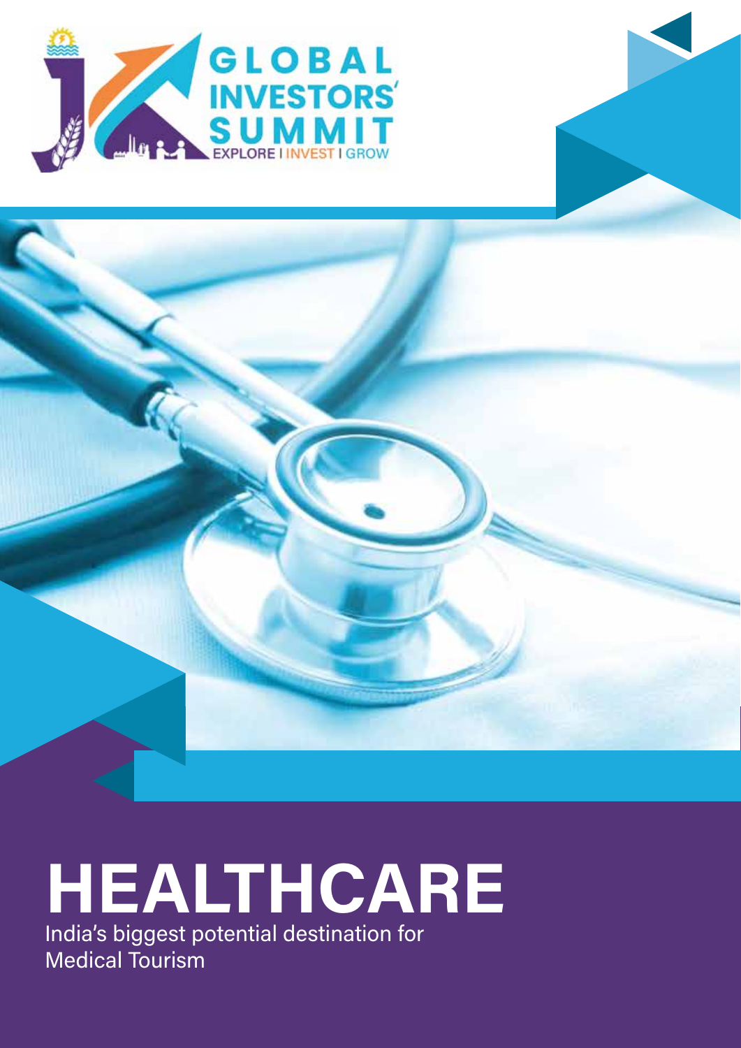GLOBAL INVESTORS' SUMMIT

EXPLORE | INVEST | GROW

# HEALTHCARE

India's biggest potential destination for Medical Tourism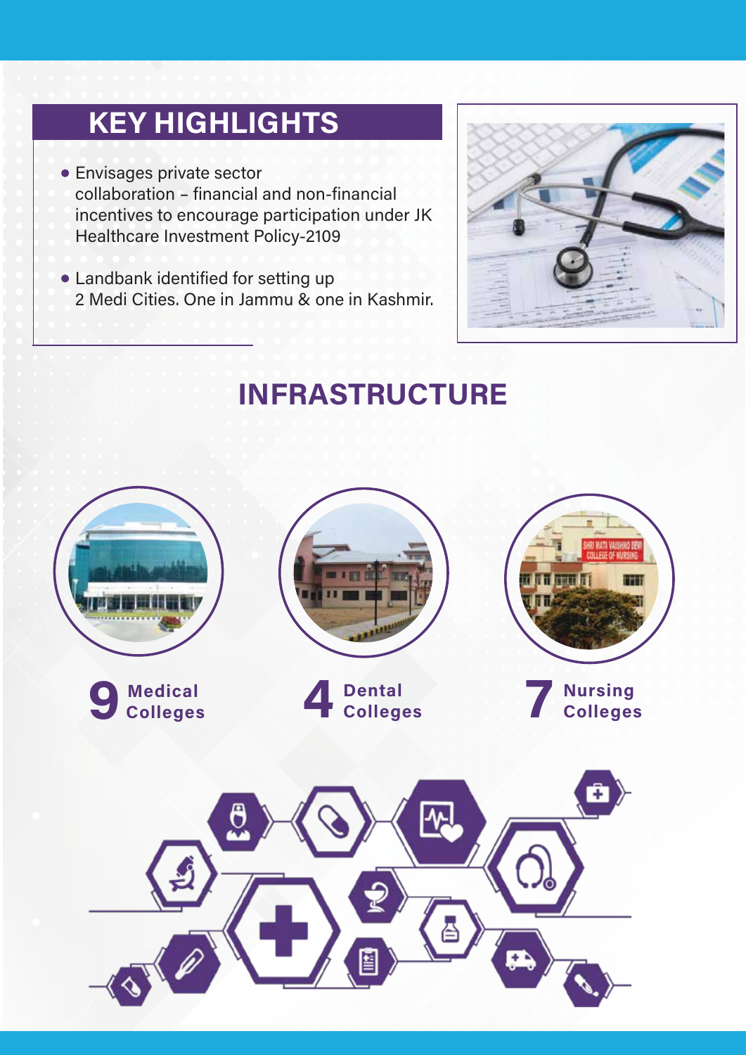## KEY HIGHLIGHTS

- Envisages private sector collaboration – financial and non-financial incentives to encourage participation under JK Healthcare Investment Policy-2109
- Landbank identified for setting up 2 Medi Cities. One in Jammu & one in Kashmir.

## INFRASTRUCTURE

**9** Medical Colleges

**4** Dental Colleges

**7** Nursing Colleges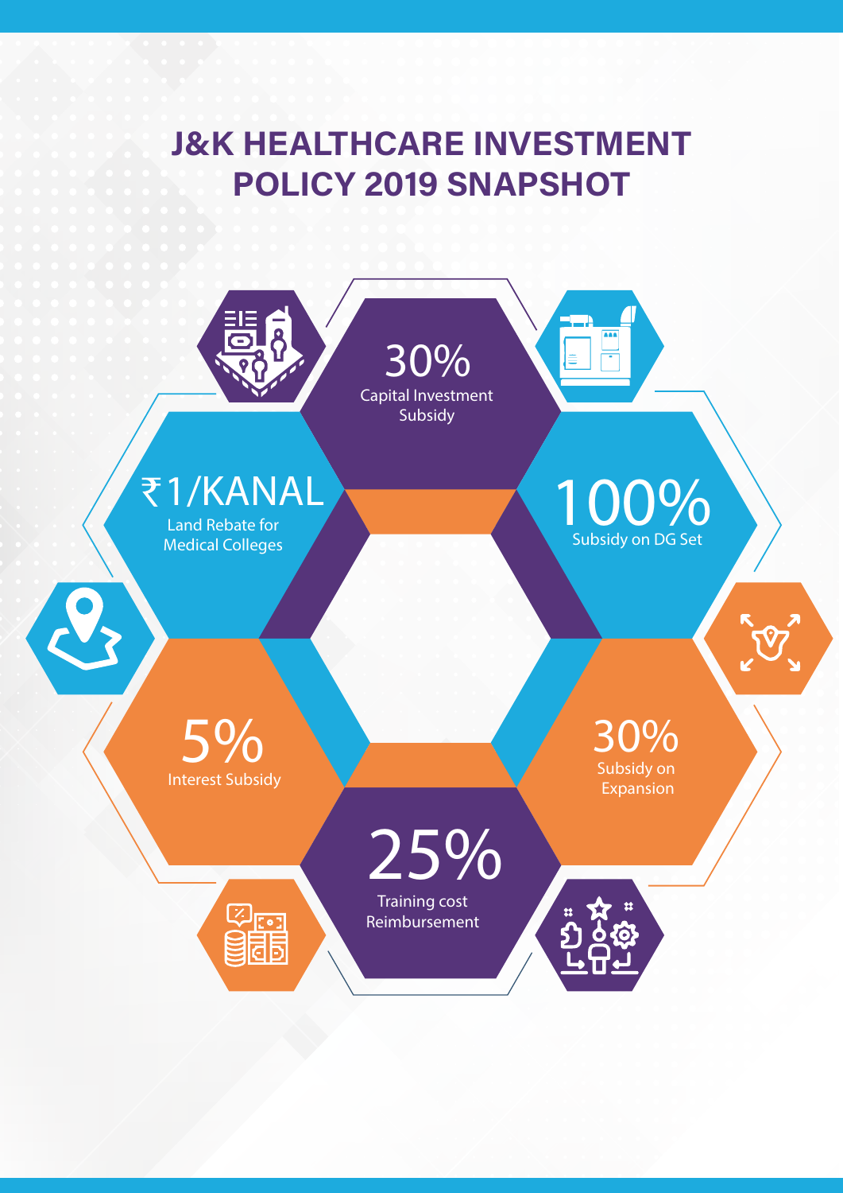# J&K HEALTHCARE INVESTMENT POLICY 2019 SNAPSHOT

**30%**
Capital Investment Subsidy

**₹1/KANAL**
Land Rebate for Medical Colleges

**100%**
Subsidy on DG Set

**5%**
Interest Subsidy

**30%**
Subsidy on Expansion

**25%**
Training cost Reimbursement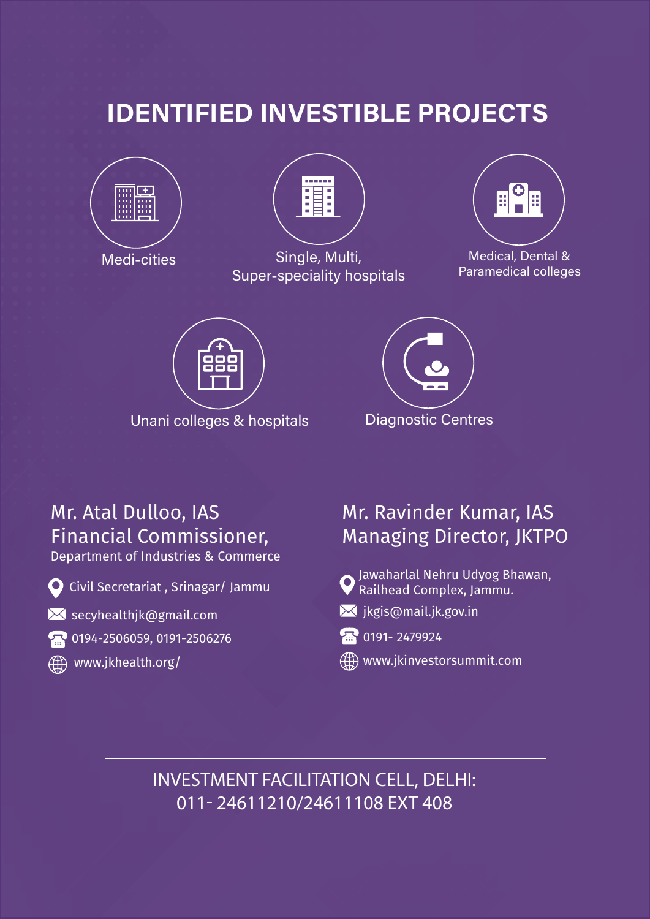# IDENTIFIED INVESTIBLE PROJECTS

- Medi-cities
- Single, Multi, Super-speciality hospitals
- Medical, Dental & Paramedical colleges
- Unani colleges & hospitals
- Diagnostic Centres

**Mr. Atal Dulloo, IAS**
**Financial Commissioner,**
Department of Industries & Commerce

Civil Secretariat , Srinagar/ Jammu

secyhealthjk@gmail.com

0194-2506059, 0191-2506276

www.jkhealth.org/

**Mr. Ravinder Kumar, IAS**
**Managing Director, JKTPO**

Jawaharlal Nehru Udyog Bhawan,
Railhead Complex, Jammu.

jkgis@mail.jk.gov.in

0191- 2479924

www.jkinvestorsummit.com

---

INVESTMENT FACILITATION CELL, DELHI:
011- 24611210/24611108 EXT 408